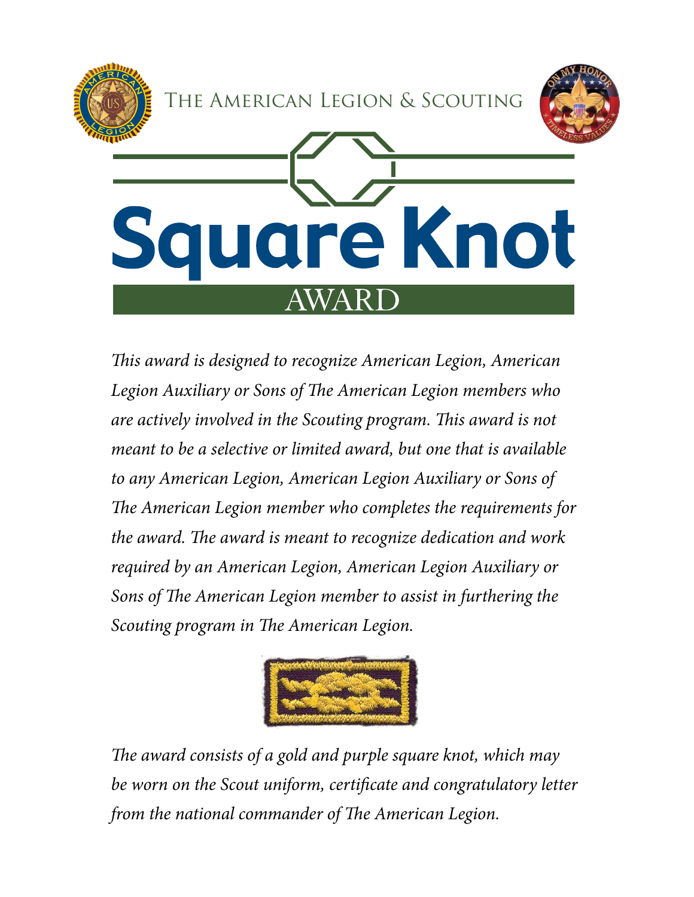The American Legion & Scouting

# Square Knot

## AWARD

*This award is designed to recognize American Legion, American Legion Auxiliary or Sons of The American Legion members who are actively involved in the Scouting program. This award is not meant to be a selective or limited award, but one that is available to any American Legion, American Legion Auxiliary or Sons of The American Legion member who completes the requirements for the award. The award is meant to recognize dedication and work required by an American Legion, American Legion Auxiliary or Sons of The American Legion member to assist in furthering the Scouting program in The American Legion.*

*The award consists of a gold and purple square knot, which may be worn on the Scout uniform, certificate and congratulatory letter from the national commander of The American Legion.*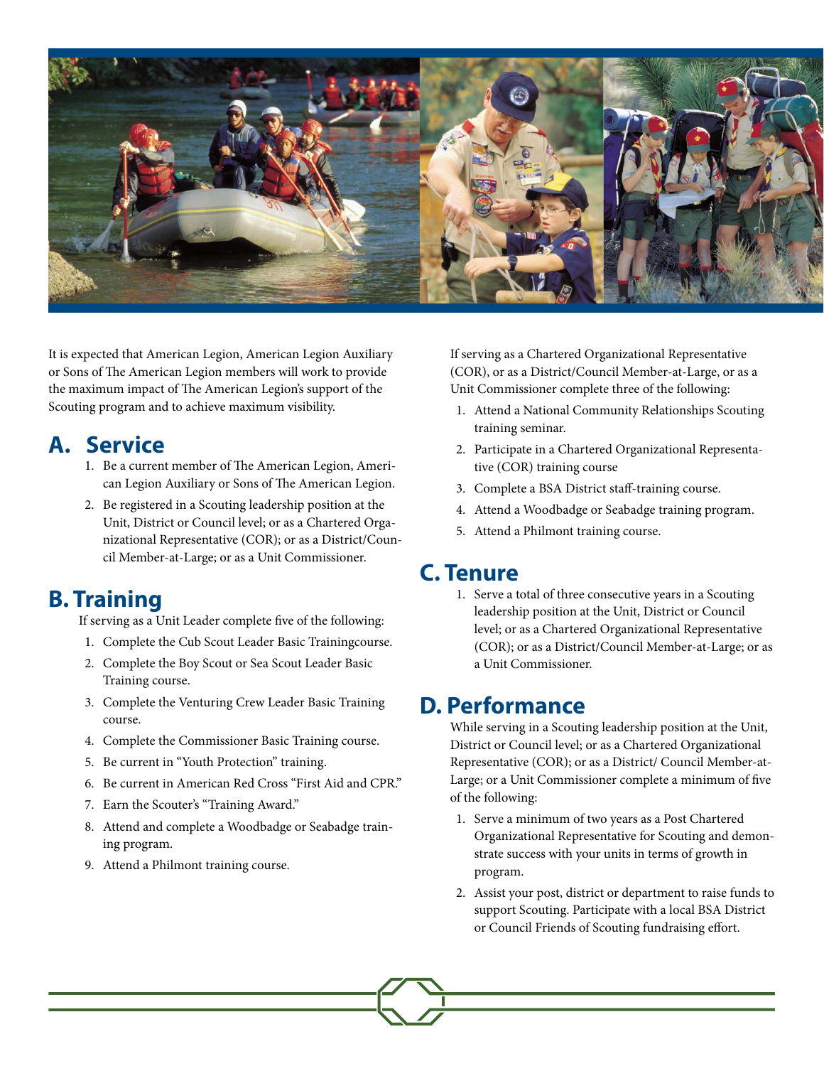It is expected that American Legion, American Legion Auxiliary or Sons of The American Legion members will work to provide the maximum impact of The American Legion's support of the Scouting program and to achieve maximum visibility.

## A. Service

1. Be a current member of The American Legion, American Legion Auxiliary or Sons of The American Legion.
2. Be registered in a Scouting leadership position at the Unit, District or Council level; or as a Chartered Organizational Representative (COR); or as a District/Council Member-at-Large; or as a Unit Commissioner.

## B. Training

If serving as a Unit Leader complete five of the following:

1. Complete the Cub Scout Leader Basic Trainingcourse.
2. Complete the Boy Scout or Sea Scout Leader Basic Training course.
3. Complete the Venturing Crew Leader Basic Training course.
4. Complete the Commissioner Basic Training course.
5. Be current in "Youth Protection" training.
6. Be current in American Red Cross "First Aid and CPR."
7. Earn the Scouter's "Training Award."
8. Attend and complete a Woodbadge or Seabadge training program.
9. Attend a Philmont training course.

If serving as a Chartered Organizational Representative (COR), or as a District/Council Member-at-Large, or as a Unit Commissioner complete three of the following:

1. Attend a National Community Relationships Scouting training seminar.
2. Participate in a Chartered Organizational Representative (COR) training course
3. Complete a BSA District staff-training course.
4. Attend a Woodbadge or Seabadge training program.
5. Attend a Philmont training course.

## C. Tenure

1. Serve a total of three consecutive years in a Scouting leadership position at the Unit, District or Council level; or as a Chartered Organizational Representative (COR); or as a District/Council Member-at-Large; or as a Unit Commissioner.

## D. Performance

While serving in a Scouting leadership position at the Unit, District or Council level; or as a Chartered Organizational Representative (COR); or as a District/ Council Member-at-Large; or a Unit Commissioner complete a minimum of five of the following:

1. Serve a minimum of two years as a Post Chartered Organizational Representative for Scouting and demonstrate success with your units in terms of growth in program.
2. Assist your post, district or department to raise funds to support Scouting. Participate with a local BSA District or Council Friends of Scouting fundraising effort.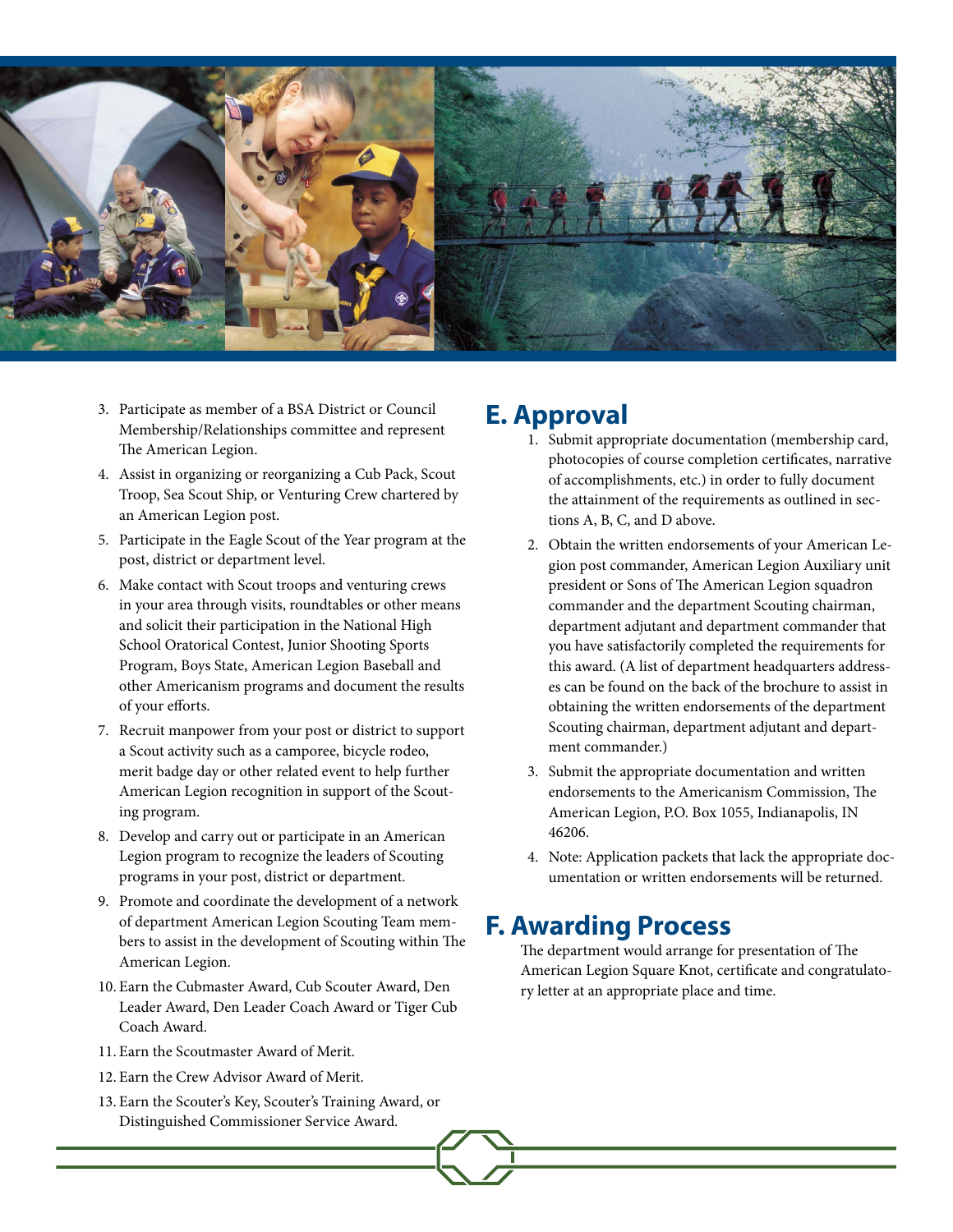3. Participate as member of a BSA District or Council Membership/Relationships committee and represent The American Legion.
4. Assist in organizing or reorganizing a Cub Pack, Scout Troop, Sea Scout Ship, or Venturing Crew chartered by an American Legion post.
5. Participate in the Eagle Scout of the Year program at the post, district or department level.
6. Make contact with Scout troops and venturing crews in your area through visits, roundtables or other means and solicit their participation in the National High School Oratorical Contest, Junior Shooting Sports Program, Boys State, American Legion Baseball and other Americanism programs and document the results of your efforts.
7. Recruit manpower from your post or district to support a Scout activity such as a camporee, bicycle rodeo, merit badge day or other related event to help further American Legion recognition in support of the Scouting program.
8. Develop and carry out or participate in an American Legion program to recognize the leaders of Scouting programs in your post, district or department.
9. Promote and coordinate the development of a network of department American Legion Scouting Team members to assist in the development of Scouting within The American Legion.
10. Earn the Cubmaster Award, Cub Scouter Award, Den Leader Award, Den Leader Coach Award or Tiger Cub Coach Award.
11. Earn the Scoutmaster Award of Merit.
12. Earn the Crew Advisor Award of Merit.
13. Earn the Scouter's Key, Scouter's Training Award, or Distinguished Commissioner Service Award.

## E. Approval

1. Submit appropriate documentation (membership card, photocopies of course completion certificates, narrative of accomplishments, etc.) in order to fully document the attainment of the requirements as outlined in sections A, B, C, and D above.
2. Obtain the written endorsements of your American Legion post commander, American Legion Auxiliary unit president or Sons of The American Legion squadron commander and the department Scouting chairman, department adjutant and department commander that you have satisfactorily completed the requirements for this award. (A list of department headquarters addresses can be found on the back of the brochure to assist in obtaining the written endorsements of the department Scouting chairman, department adjutant and department commander.)
3. Submit the appropriate documentation and written endorsements to the Americanism Commission, The American Legion, P.O. Box 1055, Indianapolis, IN 46206.
4. Note: Application packets that lack the appropriate documentation or written endorsements will be returned.

## F. Awarding Process

The department would arrange for presentation of The American Legion Square Knot, certificate and congratulatory letter at an appropriate place and time.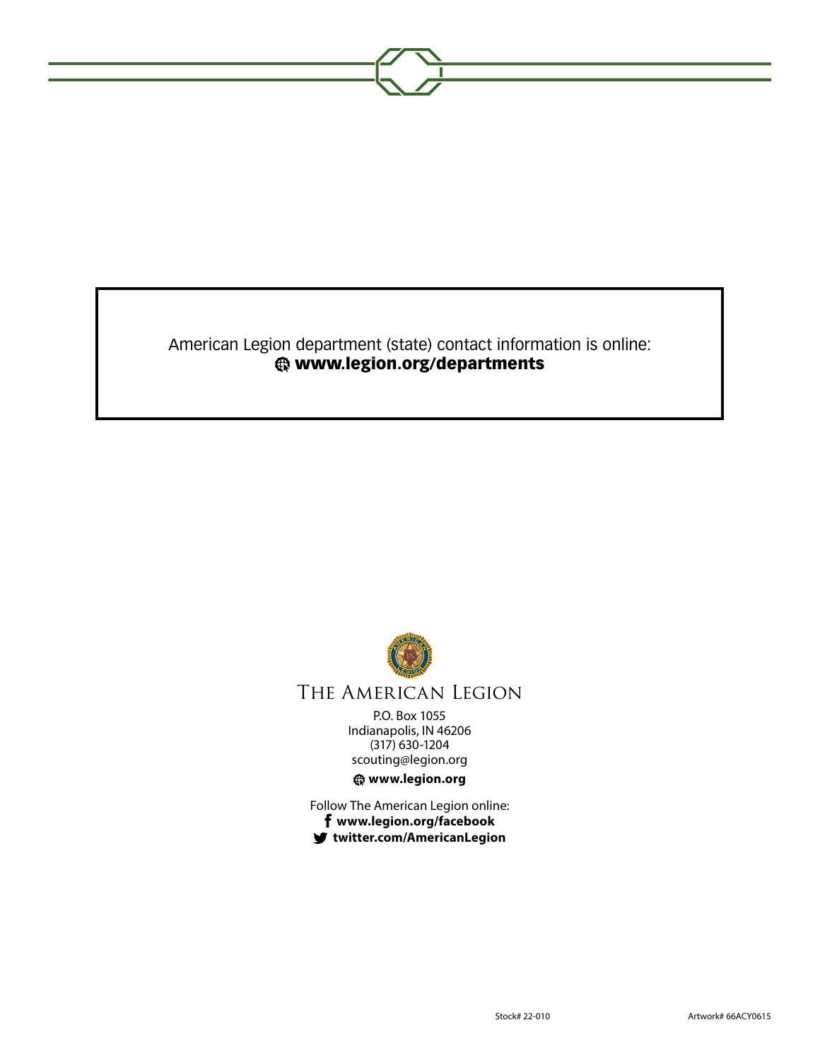American Legion department (state) contact information is online:
**www.legion.org/departments**

THE AMERICAN LEGION

P.O. Box 1055
Indianapolis, IN 46206
(317) 630-1204
scouting@legion.org

**www.legion.org**

Follow The American Legion online:
**www.legion.org/facebook**
**twitter.com/AmericanLegion**

Stock# 22-010

Artwork# 66ACY0615